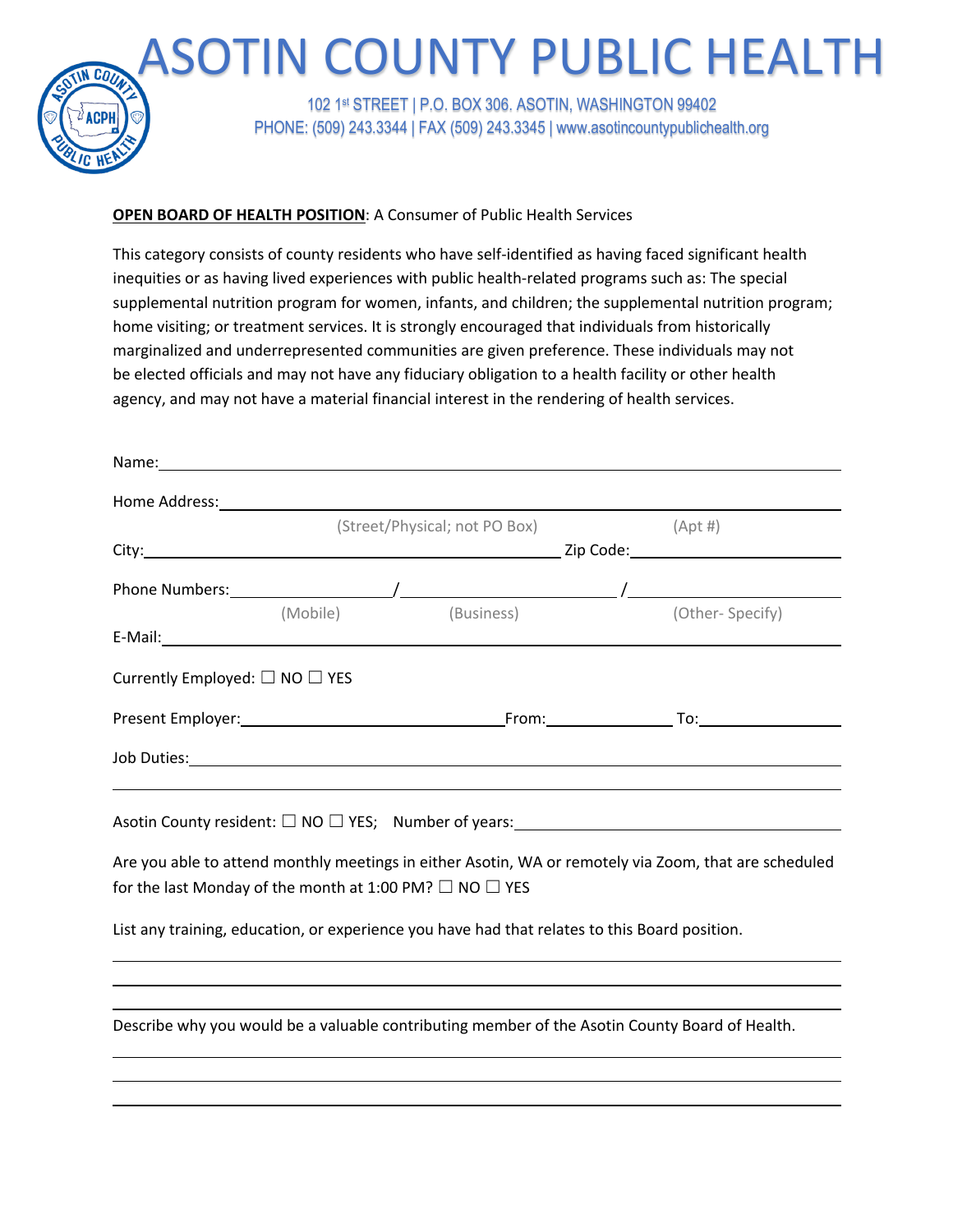# ASOTIN COUNTY PUBLIC HEALTH

102 1st STREET | P.O. BOX 306. ASOTIN, WASHINGTON 99402
PHONE: (509) 243.3344 | FAX (509) 243.3345 | www.asotincountypublichealth.org

**OPEN BOARD OF HEALTH POSITION**: A Consumer of Public Health Services

This category consists of county residents who have self-identified as having faced significant health inequities or as having lived experiences with public health-related programs such as: The special supplemental nutrition program for women, infants, and children; the supplemental nutrition program; home visiting; or treatment services. It is strongly encouraged that individuals from historically marginalized and underrepresented communities are given preference. These individuals may not be elected officials and may not have any fiduciary obligation to a health facility or other health agency, and may not have a material financial interest in the rendering of health services.

Name: ______________________________________________

Home Address: ______________________________________________
(Street/Physical; not PO Box) (Apt #)

City: ______________________________ Zip Code: ______________

Phone Numbers: ______________ / ______________ / ______________
(Mobile) (Business) (Other- Specify)

E-Mail: ______________________________________________

Currently Employed: ☐ NO ☐ YES

Present Employer: ______________________ From: __________ To: __________

Job Duties: ______________________________________________

______________________________________________

Asotin County resident: ☐ NO ☐ YES; Number of years: ______________

Are you able to attend monthly meetings in either Asotin, WA or remotely via Zoom, that are scheduled for the last Monday of the month at 1:00 PM? ☐ NO ☐ YES

List any training, education, or experience you have had that relates to this Board position.

______________________________________________

______________________________________________

______________________________________________

Describe why you would be a valuable contributing member of the Asotin County Board of Health.

______________________________________________

______________________________________________

______________________________________________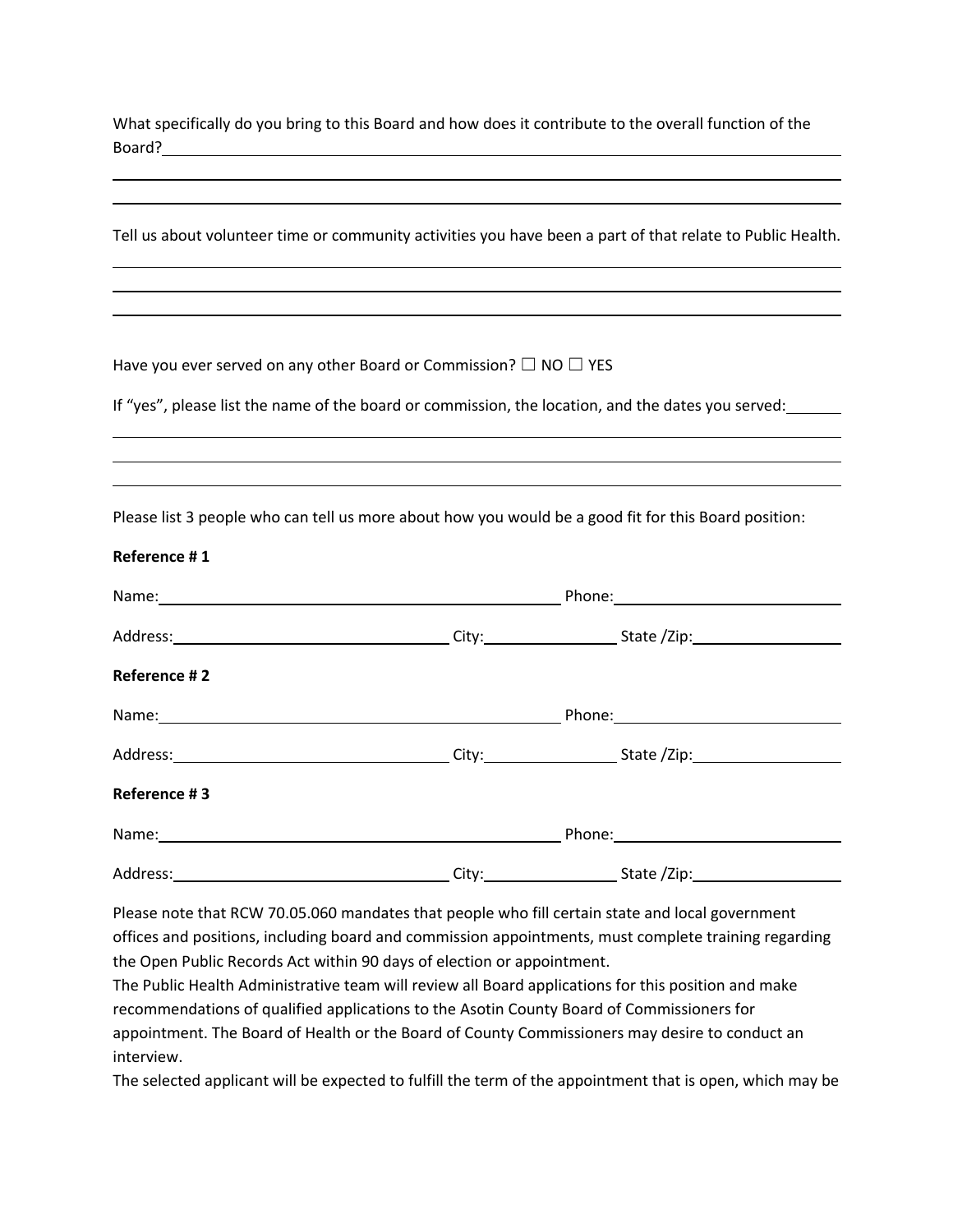What specifically do you bring to this Board and how does it contribute to the overall function of the Board?\_\_\_\_\_\_\_\_\_\_\_\_\_\_\_\_\_\_\_\_\_\_\_\_\_\_\_\_\_\_\_\_\_\_\_\_\_\_\_\_\_\_\_\_\_\_\_\_\_\_\_\_\_\_\_\_\_\_\_\_

\_\_\_\_\_\_\_\_\_\_\_\_\_\_\_\_\_\_\_\_\_\_\_\_\_\_\_\_\_\_\_\_\_\_\_\_\_\_\_\_\_\_\_\_\_\_\_\_\_\_\_\_\_\_\_\_\_\_\_\_\_\_\_\_\_\_\_\_\_\_\_\_\_\_\_\_\_\_\_\_\_\_

\_\_\_\_\_\_\_\_\_\_\_\_\_\_\_\_\_\_\_\_\_\_\_\_\_\_\_\_\_\_\_\_\_\_\_\_\_\_\_\_\_\_\_\_\_\_\_\_\_\_\_\_\_\_\_\_\_\_\_\_\_\_\_\_\_\_\_\_\_\_\_\_\_\_\_\_\_\_\_\_\_\_

Tell us about volunteer time or community activities you have been a part of that relate to Public Health.

\_\_\_\_\_\_\_\_\_\_\_\_\_\_\_\_\_\_\_\_\_\_\_\_\_\_\_\_\_\_\_\_\_\_\_\_\_\_\_\_\_\_\_\_\_\_\_\_\_\_\_\_\_\_\_\_\_\_\_\_\_\_\_\_\_\_\_\_\_\_\_\_\_\_\_\_\_\_\_\_\_\_

\_\_\_\_\_\_\_\_\_\_\_\_\_\_\_\_\_\_\_\_\_\_\_\_\_\_\_\_\_\_\_\_\_\_\_\_\_\_\_\_\_\_\_\_\_\_\_\_\_\_\_\_\_\_\_\_\_\_\_\_\_\_\_\_\_\_\_\_\_\_\_\_\_\_\_\_\_\_\_\_\_\_

\_\_\_\_\_\_\_\_\_\_\_\_\_\_\_\_\_\_\_\_\_\_\_\_\_\_\_\_\_\_\_\_\_\_\_\_\_\_\_\_\_\_\_\_\_\_\_\_\_\_\_\_\_\_\_\_\_\_\_\_\_\_\_\_\_\_\_\_\_\_\_\_\_\_\_\_\_\_\_\_\_\_

Have you ever served on any other Board or Commission? ☐ NO ☐ YES

If "yes", please list the name of the board or commission, the location, and the dates you served:\_\_\_\_\_\_

\_\_\_\_\_\_\_\_\_\_\_\_\_\_\_\_\_\_\_\_\_\_\_\_\_\_\_\_\_\_\_\_\_\_\_\_\_\_\_\_\_\_\_\_\_\_\_\_\_\_\_\_\_\_\_\_\_\_\_\_\_\_\_\_\_\_\_\_\_\_\_\_\_\_\_\_\_\_\_\_\_\_

\_\_\_\_\_\_\_\_\_\_\_\_\_\_\_\_\_\_\_\_\_\_\_\_\_\_\_\_\_\_\_\_\_\_\_\_\_\_\_\_\_\_\_\_\_\_\_\_\_\_\_\_\_\_\_\_\_\_\_\_\_\_\_\_\_\_\_\_\_\_\_\_\_\_\_\_\_\_\_\_\_\_

\_\_\_\_\_\_\_\_\_\_\_\_\_\_\_\_\_\_\_\_\_\_\_\_\_\_\_\_\_\_\_\_\_\_\_\_\_\_\_\_\_\_\_\_\_\_\_\_\_\_\_\_\_\_\_\_\_\_\_\_\_\_\_\_\_\_\_\_\_\_\_\_\_\_\_\_\_\_\_\_\_\_

Please list 3 people who can tell us more about how you would be a good fit for this Board position:

**Reference # 1**

Name:\_\_\_\_\_\_\_\_\_\_\_\_\_\_\_\_\_\_\_\_\_\_\_\_\_\_\_\_\_\_\_\_\_\_\_\_\_\_\_\_\_\_\_\_ Phone:\_\_\_\_\_\_\_\_\_\_\_\_\_\_\_\_\_\_\_\_\_\_\_\_\_\_

Address:\_\_\_\_\_\_\_\_\_\_\_\_\_\_\_\_\_\_\_\_\_\_\_\_\_\_\_\_\_\_ City:\_\_\_\_\_\_\_\_\_\_\_\_\_\_\_ State /Zip:\_\_\_\_\_\_\_\_\_\_\_\_\_\_\_\_\_

**Reference # 2**

Name:\_\_\_\_\_\_\_\_\_\_\_\_\_\_\_\_\_\_\_\_\_\_\_\_\_\_\_\_\_\_\_\_\_\_\_\_\_\_\_\_\_\_\_\_ Phone:\_\_\_\_\_\_\_\_\_\_\_\_\_\_\_\_\_\_\_\_\_\_\_\_\_\_

Address:\_\_\_\_\_\_\_\_\_\_\_\_\_\_\_\_\_\_\_\_\_\_\_\_\_\_\_\_\_\_ City:\_\_\_\_\_\_\_\_\_\_\_\_\_\_\_ State /Zip:\_\_\_\_\_\_\_\_\_\_\_\_\_\_\_\_\_

**Reference # 3**

Name:\_\_\_\_\_\_\_\_\_\_\_\_\_\_\_\_\_\_\_\_\_\_\_\_\_\_\_\_\_\_\_\_\_\_\_\_\_\_\_\_\_\_\_\_ Phone:\_\_\_\_\_\_\_\_\_\_\_\_\_\_\_\_\_\_\_\_\_\_\_\_\_\_

Address:\_\_\_\_\_\_\_\_\_\_\_\_\_\_\_\_\_\_\_\_\_\_\_\_\_\_\_\_\_\_ City:\_\_\_\_\_\_\_\_\_\_\_\_\_\_\_ State /Zip:\_\_\_\_\_\_\_\_\_\_\_\_\_\_\_\_\_

Please note that RCW 70.05.060 mandates that people who fill certain state and local government offices and positions, including board and commission appointments, must complete training regarding the Open Public Records Act within 90 days of election or appointment.

The Public Health Administrative team will review all Board applications for this position and make recommendations of qualified applications to the Asotin County Board of Commissioners for appointment. The Board of Health or the Board of County Commissioners may desire to conduct an interview.

The selected applicant will be expected to fulfill the term of the appointment that is open, which may be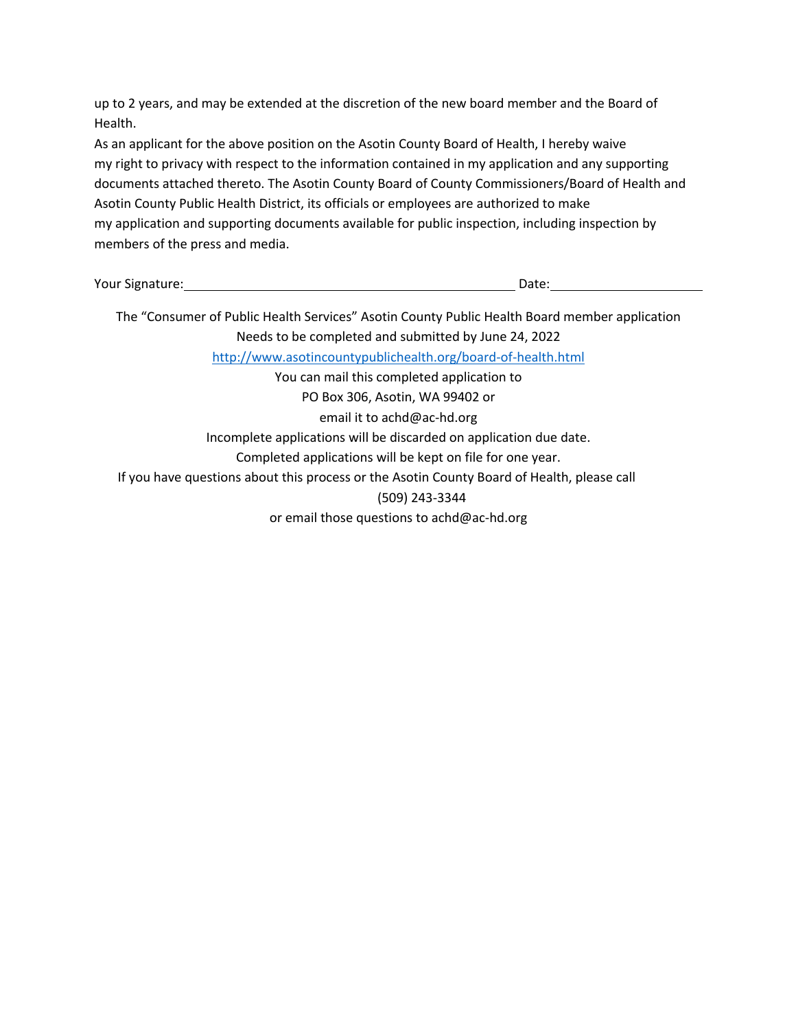up to 2 years, and may be extended at the discretion of the new board member and the Board of Health.

As an applicant for the above position on the Asotin County Board of Health, I hereby waive my right to privacy with respect to the information contained in my application and any supporting documents attached thereto. The Asotin County Board of County Commissioners/Board of Health and Asotin County Public Health District, its officials or employees are authorized to make my application and supporting documents available for public inspection, including inspection by members of the press and media.

Your Signature:______________________________________________ Date:____________________

The "Consumer of Public Health Services" Asotin County Public Health Board member application
Needs to be completed and submitted by June 24, 2022
http://www.asotincountypublichealth.org/board-of-health.html
You can mail this completed application to
PO Box 306, Asotin, WA 99402 or
email it to achd@ac-hd.org
Incomplete applications will be discarded on application due date.
Completed applications will be kept on file for one year.
If you have questions about this process or the Asotin County Board of Health, please call
(509) 243-3344
or email those questions to achd@ac-hd.org